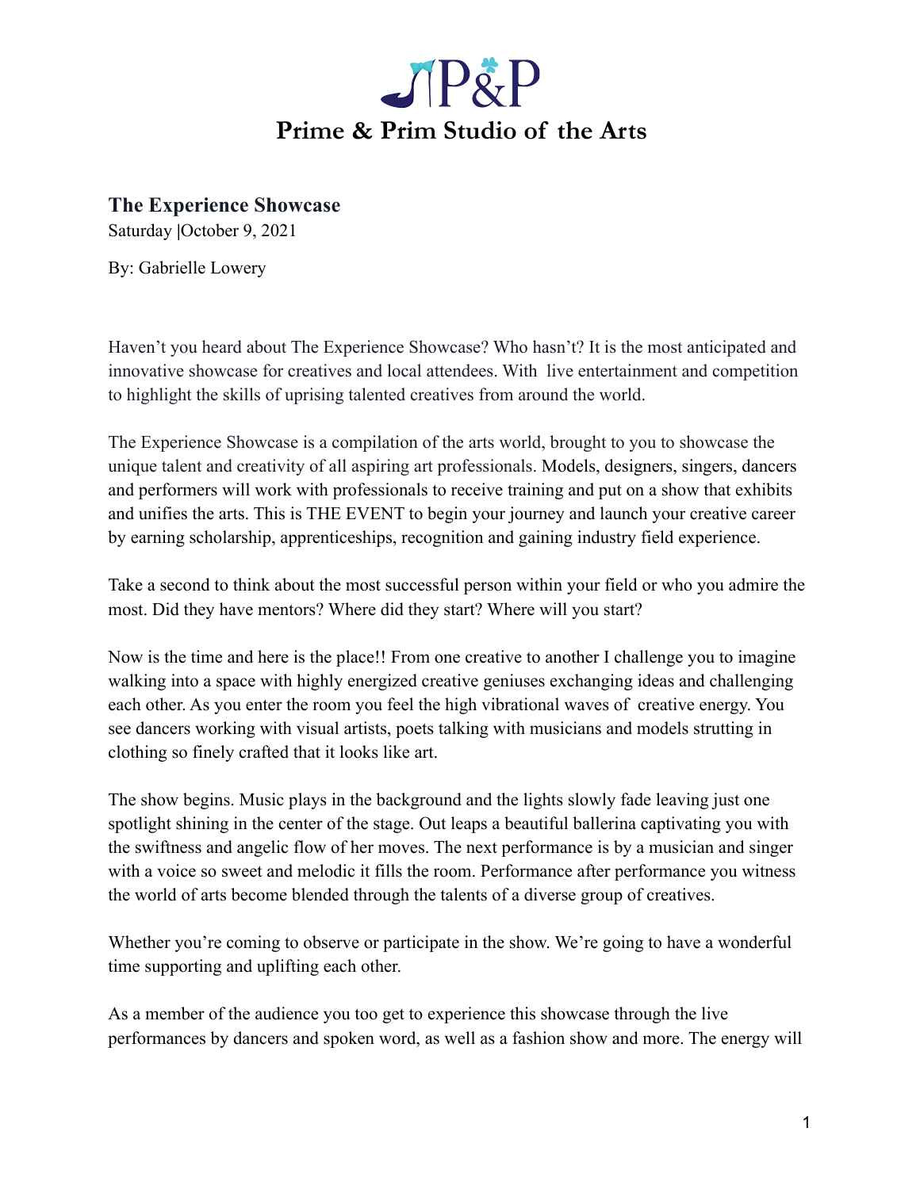# P&P

## Prime & Prim Studio of the Arts

### The Experience Showcase

Saturday |October 9, 2021

By: Gabrielle Lowery

Haven't you heard about The Experience Showcase? Who hasn't? It is the most anticipated and innovative showcase for creatives and local attendees. With live entertainment and competition to highlight the skills of uprising talented creatives from around the world.

The Experience Showcase is a compilation of the arts world, brought to you to showcase the unique talent and creativity of all aspiring art professionals. Models, designers, singers, dancers and performers will work with professionals to receive training and put on a show that exhibits and unifies the arts. This is THE EVENT to begin your journey and launch your creative career by earning scholarship, apprenticeships, recognition and gaining industry field experience.

Take a second to think about the most successful person within your field or who you admire the most. Did they have mentors? Where did they start? Where will you start?

Now is the time and here is the place!! From one creative to another I challenge you to imagine walking into a space with highly energized creative geniuses exchanging ideas and challenging each other. As you enter the room you feel the high vibrational waves of creative energy. You see dancers working with visual artists, poets talking with musicians and models strutting in clothing so finely crafted that it looks like art.

The show begins. Music plays in the background and the lights slowly fade leaving just one spotlight shining in the center of the stage. Out leaps a beautiful ballerina captivating you with the swiftness and angelic flow of her moves. The next performance is by a musician and singer with a voice so sweet and melodic it fills the room. Performance after performance you witness the world of arts become blended through the talents of a diverse group of creatives.

Whether you're coming to observe or participate in the show. We're going to have a wonderful time supporting and uplifting each other.

As a member of the audience you too get to experience this showcase through the live performances by dancers and spoken word, as well as a fashion show and more. The energy will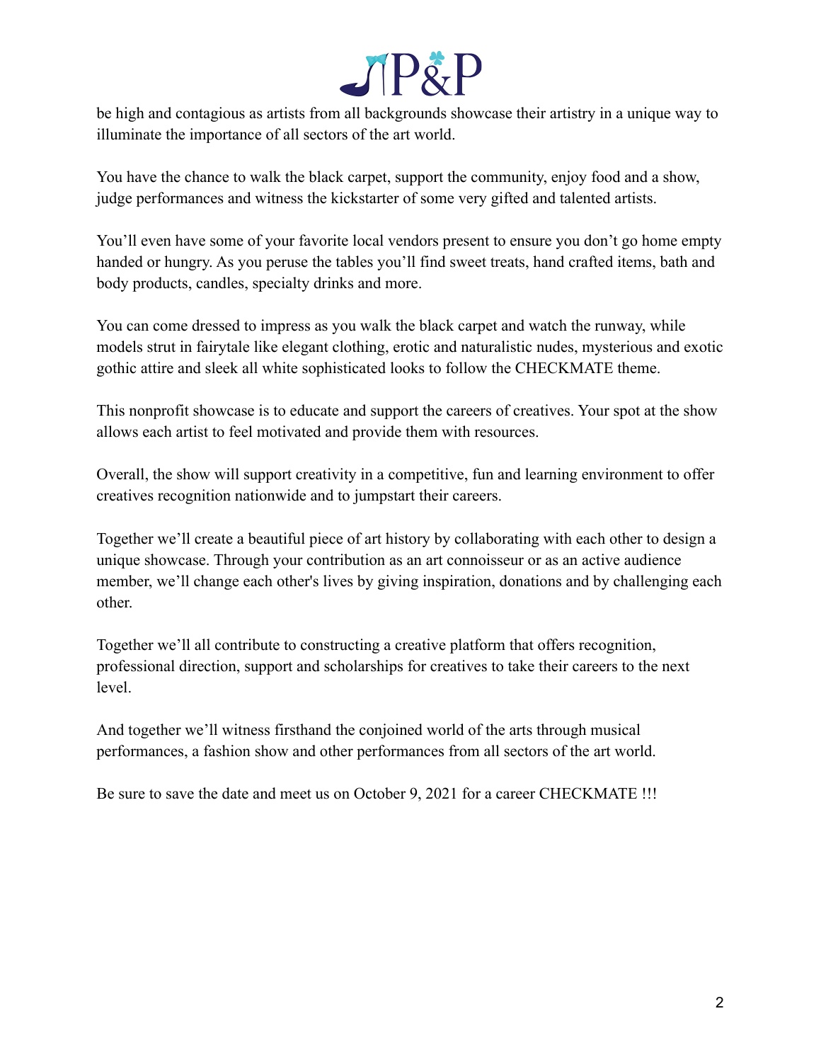be high and contagious as artists from all backgrounds showcase their artistry in a unique way to illuminate the importance of all sectors of the art world.

You have the chance to walk the black carpet, support the community, enjoy food and a show, judge performances and witness the kickstarter of some very gifted and talented artists.

You'll even have some of your favorite local vendors present to ensure you don't go home empty handed or hungry. As you peruse the tables you'll find sweet treats, hand crafted items, bath and body products, candles, specialty drinks and more.

You can come dressed to impress as you walk the black carpet and watch the runway, while models strut in fairytale like elegant clothing, erotic and naturalistic nudes, mysterious and exotic gothic attire and sleek all white sophisticated looks to follow the CHECKMATE theme.

This nonprofit showcase is to educate and support the careers of creatives. Your spot at the show allows each artist to feel motivated and provide them with resources.

Overall, the show will support creativity in a competitive, fun and learning environment to offer creatives recognition nationwide and to jumpstart their careers.

Together we'll create a beautiful piece of art history by collaborating with each other to design a unique showcase. Through your contribution as an art connoisseur or as an active audience member, we'll change each other's lives by giving inspiration, donations and by challenging each other.

Together we'll all contribute to constructing a creative platform that offers recognition, professional direction, support and scholarships for creatives to take their careers to the next level.

And together we'll witness firsthand the conjoined world of the arts through musical performances, a fashion show and other performances from all sectors of the art world.

Be sure to save the date and meet us on October 9, 2021 for a career CHECKMATE !!!